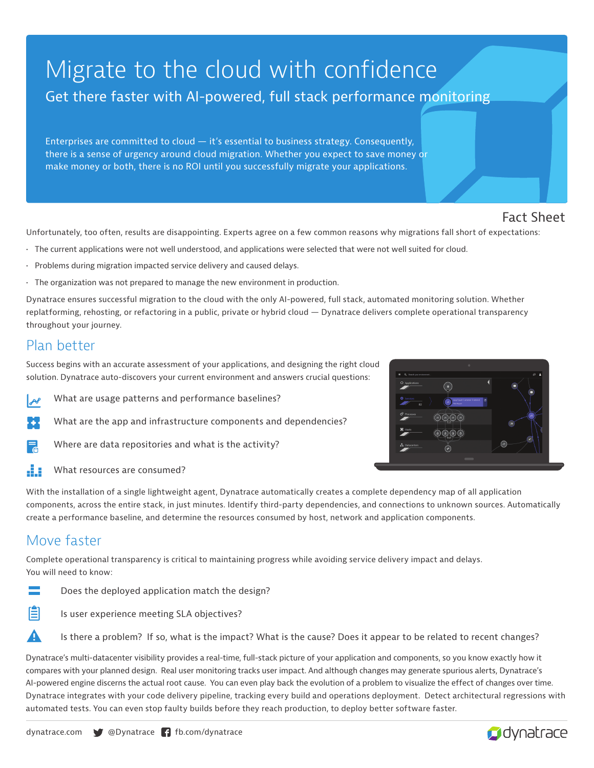# Migrate to the cloud with confidence

## Get there faster with AI-powered, full stack performance monitoring

Enterprises are committed to cloud — it's essential to business strategy. Consequently, there is a sense of urgency around cloud migration. Whether you expect to save money or make money or both, there is no ROI until you successfully migrate your applications.

Fact Sheet

Unfortunately, too often, results are disappointing. Experts agree on a few common reasons why migrations fall short of expectations:

- The current applications were not well understood, and applications were selected that were not well suited for cloud.
- Problems during migration impacted service delivery and caused delays.
- The organization was not prepared to manage the new environment in production.

Dynatrace ensures successful migration to the cloud with the only AI-powered, full stack, automated monitoring solution. Whether replatforming, rehosting, or refactoring in a public, private or hybrid cloud — Dynatrace delivers complete operational transparency throughout your journey.

## Plan better

Success begins with an accurate assessment of your applications, and designing the right cloud solution. Dynatrace auto-discovers your current environment and answers crucial questions:

- What are usage patterns and performance baselines?
- What are the app and infrastructure components and dependencies?
- Where are data repositories and what is the activity?
- What resources are consumed?

With the installation of a single lightweight agent, Dynatrace automatically creates a complete dependency map of all application components, across the entire stack, in just minutes. Identify third-party dependencies, and connections to unknown sources. Automatically create a performance baseline, and determine the resources consumed by host, network and application components.

## Move faster

Complete operational transparency is critical to maintaining progress while avoiding service delivery impact and delays.
You will need to know:

- Does the deployed application match the design?
- Is user experience meeting SLA objectives?
- Is there a problem? If so, what is the impact? What is the cause? Does it appear to be related to recent changes?

Dynatrace's multi-datacenter visibility provides a real-time, full-stack picture of your application and components, so you know exactly how it compares with your planned design. Real user monitoring tracks user impact. And although changes may generate spurious alerts, Dynatrace's AI-powered engine discerns the actual root cause. You can even play back the evolution of a problem to visualize the effect of changes over time. Dynatrace integrates with your code delivery pipeline, tracking every build and operations deployment. Detect architectural regressions with automated tests. You can even stop faulty builds before they reach production, to deploy better software faster.

dynatrace.com @Dynatrace fb.com/dynatrace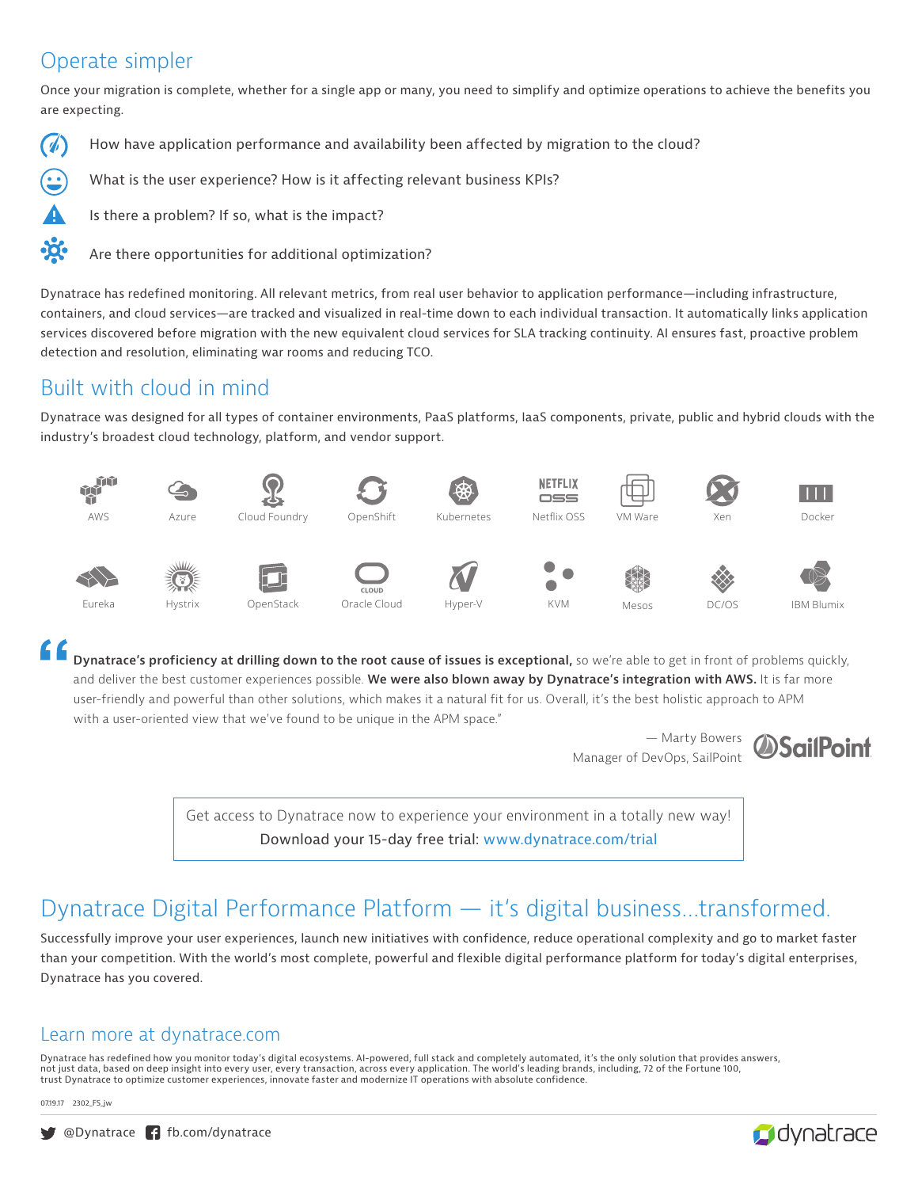## Operate simpler

Once your migration is complete, whether for a single app or many, you need to simplify and optimize operations to achieve the benefits you are expecting.

- How have application performance and availability been affected by migration to the cloud?
- What is the user experience? How is it affecting relevant business KPIs?
- Is there a problem? If so, what is the impact?
- Are there opportunities for additional optimization?

Dynatrace has redefined monitoring. All relevant metrics, from real user behavior to application performance—including infrastructure, containers, and cloud services—are tracked and visualized in real-time down to each individual transaction. It automatically links application services discovered before migration with the new equivalent cloud services for SLA tracking continuity. AI ensures fast, proactive problem detection and resolution, eliminating war rooms and reducing TCO.

## Built with cloud in mind

Dynatrace was designed for all types of container environments, PaaS platforms, IaaS components, private, public and hybrid clouds with the industry's broadest cloud technology, platform, and vendor support.

AWS, Azure, Cloud Foundry, OpenShift, Kubernetes, Netflix OSS, VM Ware, Xen, Docker

Eureka, Hystrix, OpenStack, Oracle Cloud, Hyper-V, KVM, Mesos, DC/OS, IBM Blumix

> "**Dynatrace's proficiency at drilling down to the root cause of issues is exceptional,** so we're able to get in front of problems quickly, and deliver the best customer experiences possible. **We were also blown away by Dynatrace's integration with AWS.** It is far more user-friendly and powerful than other solutions, which makes it a natural fit for us. Overall, it's the best holistic approach to APM with a user-oriented view that we've found to be unique in the APM space."
>
> — Marty Bowers
> Manager of DevOps, SailPoint

SailPoint

Get access to Dynatrace now to experience your environment in a totally new way!
Download your 15-day free trial: www.dynatrace.com/trial

## Dynatrace Digital Performance Platform — it's digital business...transformed.

Successfully improve your user experiences, launch new initiatives with confidence, reduce operational complexity and go to market faster than your competition. With the world's most complete, powerful and flexible digital performance platform for today's digital enterprises, Dynatrace has you covered.

## Learn more at dynatrace.com

Dynatrace has redefined how you monitor today's digital ecosystems. AI-powered, full stack and completely automated, it's the only solution that provides answers, not just data, based on deep insight into every user, every transaction, across every application. The world's leading brands, including, 72 of the Fortune 100, trust Dynatrace to optimize customer experiences, innovate faster and modernize IT operations with absolute confidence.

07.19.17 2302_FS_jw

@Dynatrace fb.com/dynatrace

dynatrace